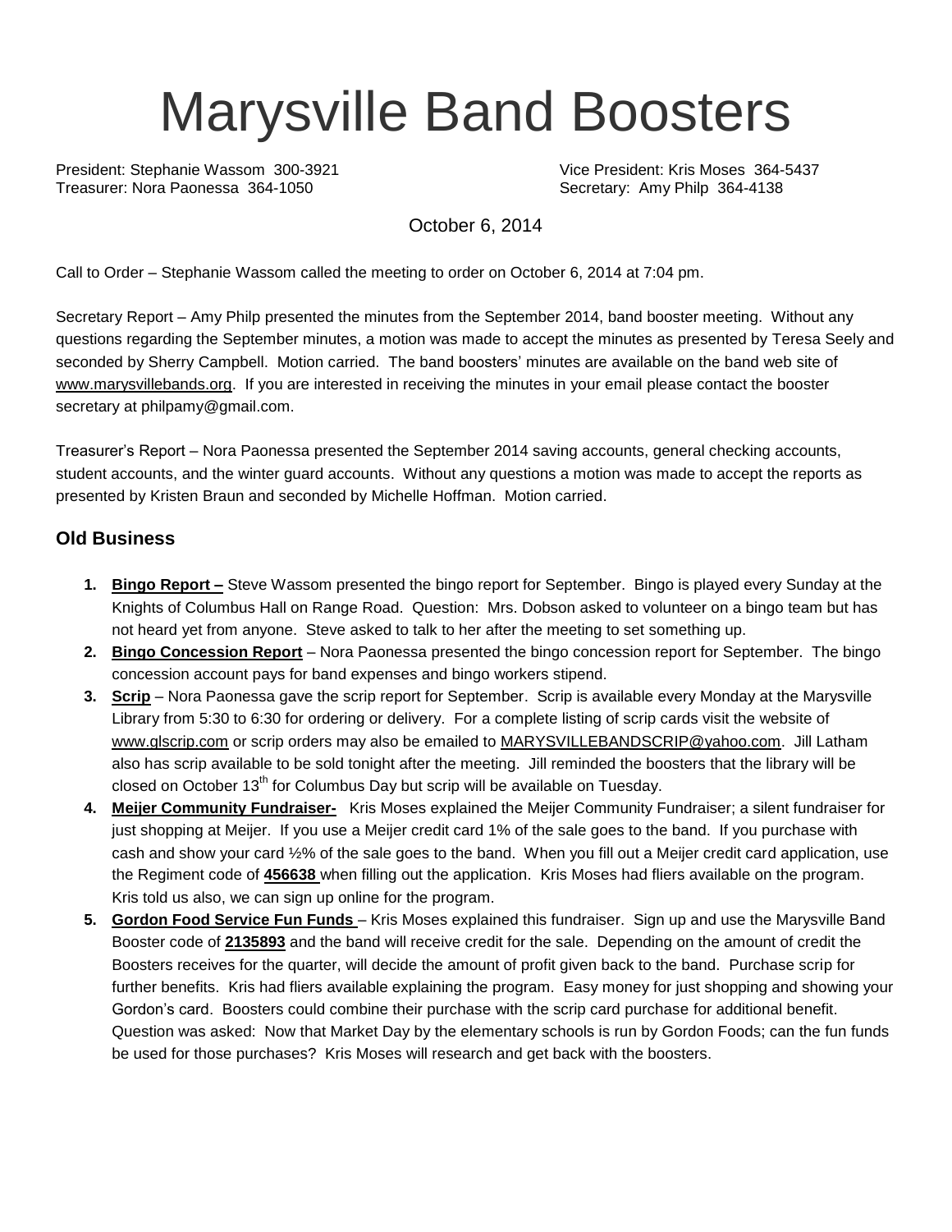# Marysville Band Boosters

President: Stephanie Wassom 300-3921
Vice President: Kris Moses 364-5437
Treasurer: Nora Paonessa 364-1050
Secretary: Amy Philp 364-4138

October 6, 2014

Call to Order – Stephanie Wassom called the meeting to order on October 6, 2014 at 7:04 pm.

Secretary Report – Amy Philp presented the minutes from the September 2014, band booster meeting. Without any questions regarding the September minutes, a motion was made to accept the minutes as presented by Teresa Seely and seconded by Sherry Campbell. Motion carried. The band boosters' minutes are available on the band web site of www.marysvillebands.org. If you are interested in receiving the minutes in your email please contact the booster secretary at philpamy@gmail.com.

Treasurer's Report – Nora Paonessa presented the September 2014 saving accounts, general checking accounts, student accounts, and the winter guard accounts. Without any questions a motion was made to accept the reports as presented by Kristen Braun and seconded by Michelle Hoffman. Motion carried.

## Old Business

1. **Bingo Report –** Steve Wassom presented the bingo report for September. Bingo is played every Sunday at the Knights of Columbus Hall on Range Road. Question: Mrs. Dobson asked to volunteer on a bingo team but has not heard yet from anyone. Steve asked to talk to her after the meeting to set something up.
2. **Bingo Concession Report** – Nora Paonessa presented the bingo concession report for September. The bingo concession account pays for band expenses and bingo workers stipend.
3. **Scrip** – Nora Paonessa gave the scrip report for September. Scrip is available every Monday at the Marysville Library from 5:30 to 6:30 for ordering or delivery. For a complete listing of scrip cards visit the website of www.glscrip.com or scrip orders may also be emailed to MARYSVILLEBANDSCRIP@yahoo.com. Jill Latham also has scrip available to be sold tonight after the meeting. Jill reminded the boosters that the library will be closed on October 13th for Columbus Day but scrip will be available on Tuesday.
4. **Meijer Community Fundraiser-** Kris Moses explained the Meijer Community Fundraiser; a silent fundraiser for just shopping at Meijer. If you use a Meijer credit card 1% of the sale goes to the band. If you purchase with cash and show your card ½% of the sale goes to the band. When you fill out a Meijer credit card application, use the Regiment code of **456638** when filling out the application. Kris Moses had fliers available on the program. Kris told us also, we can sign up online for the program.
5. **Gordon Food Service Fun Funds** – Kris Moses explained this fundraiser. Sign up and use the Marysville Band Booster code of **2135893** and the band will receive credit for the sale. Depending on the amount of credit the Boosters receives for the quarter, will decide the amount of profit given back to the band. Purchase scrip for further benefits. Kris had fliers available explaining the program. Easy money for just shopping and showing your Gordon's card. Boosters could combine their purchase with the scrip card purchase for additional benefit. Question was asked: Now that Market Day by the elementary schools is run by Gordon Foods; can the fun funds be used for those purchases? Kris Moses will research and get back with the boosters.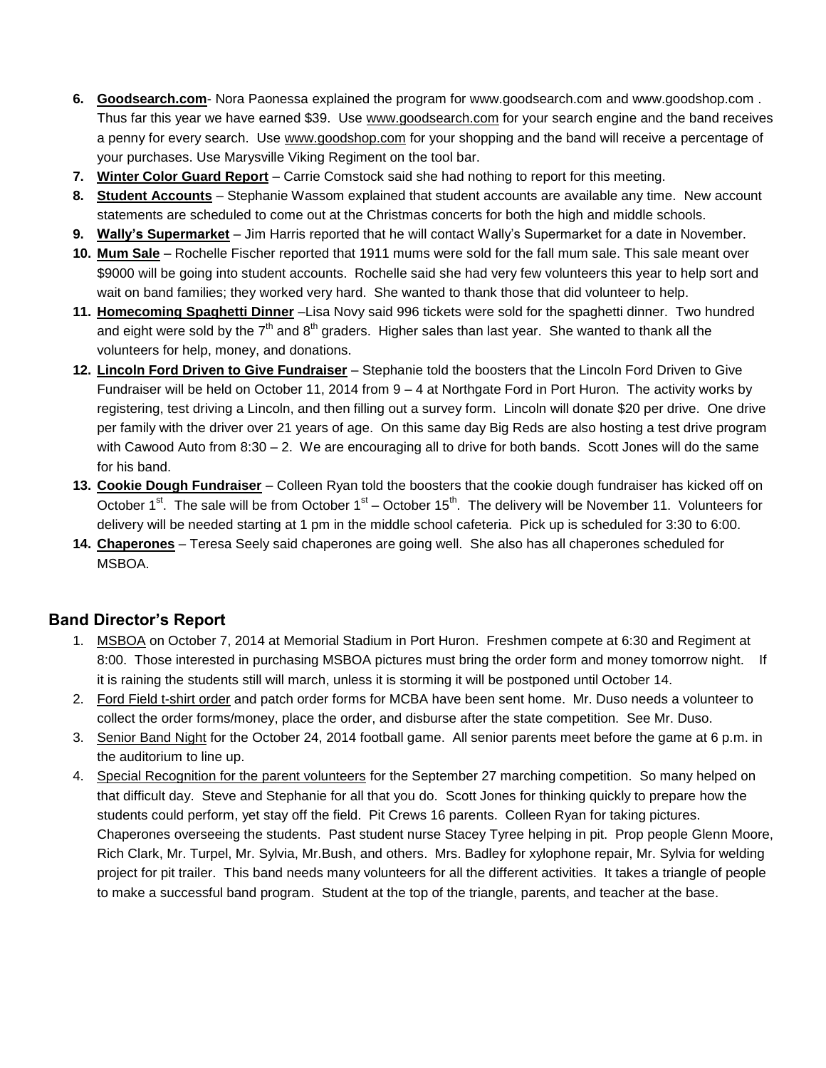6. **Goodsearch.com**- Nora Paonessa explained the program for www.goodsearch.com and www.goodshop.com . Thus far this year we have earned $39. Use www.goodsearch.com for your search engine and the band receives a penny for every search. Use www.goodshop.com for your shopping and the band will receive a percentage of your purchases. Use Marysville Viking Regiment on the tool bar.
7. **Winter Color Guard Report** – Carrie Comstock said she had nothing to report for this meeting.
8. **Student Accounts** – Stephanie Wassom explained that student accounts are available any time. New account statements are scheduled to come out at the Christmas concerts for both the high and middle schools.
9. **Wally's Supermarket** – Jim Harris reported that he will contact Wally's Supermarket for a date in November.
10. **Mum Sale** – Rochelle Fischer reported that 1911 mums were sold for the fall mum sale. This sale meant over $9000 will be going into student accounts. Rochelle said she had very few volunteers this year to help sort and wait on band families; they worked very hard. She wanted to thank those that did volunteer to help.
11. **Homecoming Spaghetti Dinner** –Lisa Novy said 996 tickets were sold for the spaghetti dinner. Two hundred and eight were sold by the 7th and 8th graders. Higher sales than last year. She wanted to thank all the volunteers for help, money, and donations.
12. **Lincoln Ford Driven to Give Fundraiser** – Stephanie told the boosters that the Lincoln Ford Driven to Give Fundraiser will be held on October 11, 2014 from 9 – 4 at Northgate Ford in Port Huron. The activity works by registering, test driving a Lincoln, and then filling out a survey form. Lincoln will donate $20 per drive. One drive per family with the driver over 21 years of age. On this same day Big Reds are also hosting a test drive program with Cawood Auto from 8:30 – 2. We are encouraging all to drive for both bands. Scott Jones will do the same for his band.
13. **Cookie Dough Fundraiser** – Colleen Ryan told the boosters that the cookie dough fundraiser has kicked off on October 1st. The sale will be from October 1st – October 15th. The delivery will be November 11. Volunteers for delivery will be needed starting at 1 pm in the middle school cafeteria. Pick up is scheduled for 3:30 to 6:00.
14. **Chaperones** – Teresa Seely said chaperones are going well. She also has all chaperones scheduled for MSBOA.

## Band Director's Report

1. MSBOA on October 7, 2014 at Memorial Stadium in Port Huron. Freshmen compete at 6:30 and Regiment at 8:00. Those interested in purchasing MSBOA pictures must bring the order form and money tomorrow night. If it is raining the students still will march, unless it is storming it will be postponed until October 14.
2. Ford Field t-shirt order and patch order forms for MCBA have been sent home. Mr. Duso needs a volunteer to collect the order forms/money, place the order, and disburse after the state competition. See Mr. Duso.
3. Senior Band Night for the October 24, 2014 football game. All senior parents meet before the game at 6 p.m. in the auditorium to line up.
4. Special Recognition for the parent volunteers for the September 27 marching competition. So many helped on that difficult day. Steve and Stephanie for all that you do. Scott Jones for thinking quickly to prepare how the students could perform, yet stay off the field. Pit Crews 16 parents. Colleen Ryan for taking pictures. Chaperones overseeing the students. Past student nurse Stacey Tyree helping in pit. Prop people Glenn Moore, Rich Clark, Mr. Turpel, Mr. Sylvia, Mr.Bush, and others. Mrs. Badley for xylophone repair, Mr. Sylvia for welding project for pit trailer. This band needs many volunteers for all the different activities. It takes a triangle of people to make a successful band program. Student at the top of the triangle, parents, and teacher at the base.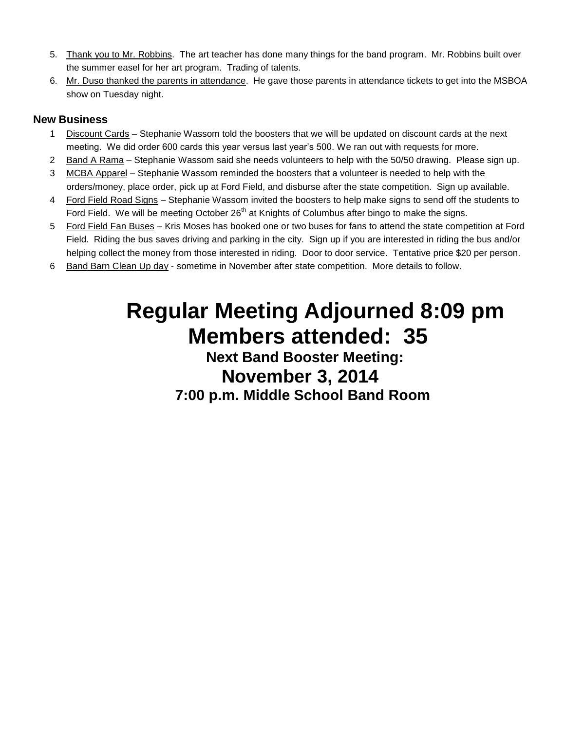5. Thank you to Mr. Robbins. The art teacher has done many things for the band program. Mr. Robbins built over the summer easel for her art program. Trading of talents.
6. Mr. Duso thanked the parents in attendance. He gave those parents in attendance tickets to get into the MSBOA show on Tuesday night.

## New Business

1. Discount Cards – Stephanie Wassom told the boosters that we will be updated on discount cards at the next meeting. We did order 600 cards this year versus last year's 500. We ran out with requests for more.
2. Band A Rama – Stephanie Wassom said she needs volunteers to help with the 50/50 drawing. Please sign up.
3. MCBA Apparel – Stephanie Wassom reminded the boosters that a volunteer is needed to help with the orders/money, place order, pick up at Ford Field, and disburse after the state competition. Sign up available.
4. Ford Field Road Signs – Stephanie Wassom invited the boosters to help make signs to send off the students to Ford Field. We will be meeting October 26th at Knights of Columbus after bingo to make the signs.
5. Ford Field Fan Buses – Kris Moses has booked one or two buses for fans to attend the state competition at Ford Field. Riding the bus saves driving and parking in the city. Sign up if you are interested in riding the bus and/or helping collect the money from those interested in riding. Door to door service. Tentative price $20 per person.
6. Band Barn Clean Up day - sometime in November after state competition. More details to follow.

# Regular Meeting Adjourned 8:09 pm

# Members attended: 35

### Next Band Booster Meeting:

## November 3, 2014

### 7:00 p.m. Middle School Band Room